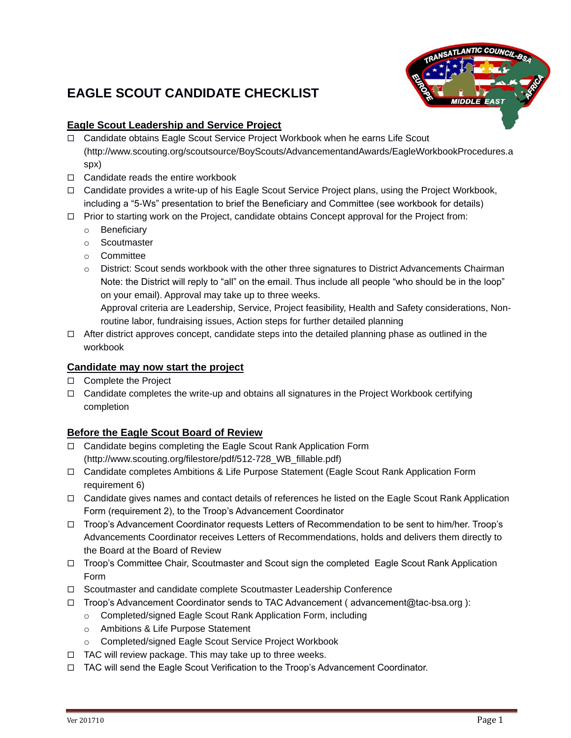# EAGLE SCOUT CANDIDATE CHECKLIST

## Eagle Scout Leadership and Service Project

- ☐ Candidate obtains Eagle Scout Service Project Workbook when he earns Life Scout (http://www.scouting.org/scoutsource/BoyScouts/AdvancementandAwards/EagleWorkbookProcedures.aspx)
- ☐ Candidate reads the entire workbook
- ☐ Candidate provides a write-up of his Eagle Scout Service Project plans, using the Project Workbook, including a "5-Ws" presentation to brief the Beneficiary and Committee (see workbook for details)
- ☐ Prior to starting work on the Project, candidate obtains Concept approval for the Project from:
  - Beneficiary
  - Scoutmaster
  - Committee
  - District: Scout sends workbook with the other three signatures to District Advancements Chairman Note: the District will reply to "all" on the email. Thus include all people "who should be in the loop" on your email). Approval may take up to three weeks.
    Approval criteria are Leadership, Service, Project feasibility, Health and Safety considerations, Non-routine labor, fundraising issues, Action steps for further detailed planning
- ☐ After district approves concept, candidate steps into the detailed planning phase as outlined in the workbook

## Candidate may now start the project

- ☐ Complete the Project
- ☐ Candidate completes the write-up and obtains all signatures in the Project Workbook certifying completion

## Before the Eagle Scout Board of Review

- ☐ Candidate begins completing the Eagle Scout Rank Application Form (http://www.scouting.org/filestore/pdf/512-728_WB_fillable.pdf)
- ☐ Candidate completes Ambitions & Life Purpose Statement (Eagle Scout Rank Application Form requirement 6)
- ☐ Candidate gives names and contact details of references he listed on the Eagle Scout Rank Application Form (requirement 2), to the Troop's Advancement Coordinator
- ☐ Troop's Advancement Coordinator requests Letters of Recommendation to be sent to him/her. Troop's Advancements Coordinator receives Letters of Recommendations, holds and delivers them directly to the Board at the Board of Review
- ☐ Troop's Committee Chair, Scoutmaster and Scout sign the completed Eagle Scout Rank Application Form
- ☐ Scoutmaster and candidate complete Scoutmaster Leadership Conference
- ☐ Troop's Advancement Coordinator sends to TAC Advancement ( advancement@tac-bsa.org ):
  - Completed/signed Eagle Scout Rank Application Form, including
  - Ambitions & Life Purpose Statement
  - Completed/signed Eagle Scout Service Project Workbook
- ☐ TAC will review package. This may take up to three weeks.
- ☐ TAC will send the Eagle Scout Verification to the Troop's Advancement Coordinator.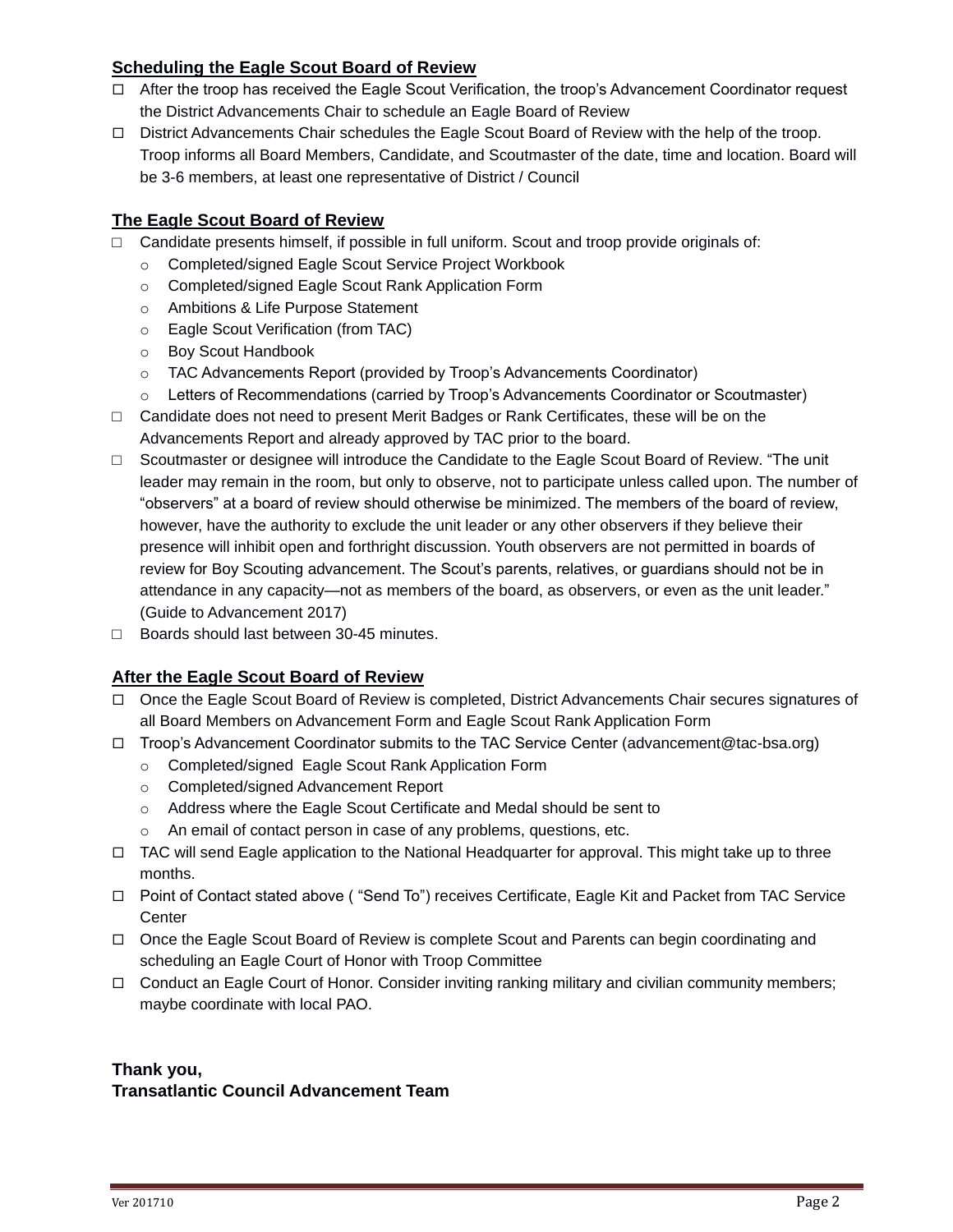## Scheduling the Eagle Scout Board of Review

- ☐ After the troop has received the Eagle Scout Verification, the troop's Advancement Coordinator request the District Advancements Chair to schedule an Eagle Board of Review
- ☐ District Advancements Chair schedules the Eagle Scout Board of Review with the help of the troop. Troop informs all Board Members, Candidate, and Scoutmaster of the date, time and location. Board will be 3-6 members, at least one representative of District / Council

## The Eagle Scout Board of Review

- ☐ Candidate presents himself, if possible in full uniform. Scout and troop provide originals of:
  - Completed/signed Eagle Scout Service Project Workbook
  - Completed/signed Eagle Scout Rank Application Form
  - Ambitions & Life Purpose Statement
  - Eagle Scout Verification (from TAC)
  - Boy Scout Handbook
  - TAC Advancements Report (provided by Troop's Advancements Coordinator)
  - Letters of Recommendations (carried by Troop's Advancements Coordinator or Scoutmaster)
- ☐ Candidate does not need to present Merit Badges or Rank Certificates, these will be on the Advancements Report and already approved by TAC prior to the board.
- ☐ Scoutmaster or designee will introduce the Candidate to the Eagle Scout Board of Review. "The unit leader may remain in the room, but only to observe, not to participate unless called upon. The number of "observers" at a board of review should otherwise be minimized. The members of the board of review, however, have the authority to exclude the unit leader or any other observers if they believe their presence will inhibit open and forthright discussion. Youth observers are not permitted in boards of review for Boy Scouting advancement. The Scout's parents, relatives, or guardians should not be in attendance in any capacity—not as members of the board, as observers, or even as the unit leader." (Guide to Advancement 2017)
- ☐ Boards should last between 30-45 minutes.

## After the Eagle Scout Board of Review

- ☐ Once the Eagle Scout Board of Review is completed, District Advancements Chair secures signatures of all Board Members on Advancement Form and Eagle Scout Rank Application Form
- ☐ Troop's Advancement Coordinator submits to the TAC Service Center (advancement@tac-bsa.org)
  - Completed/signed Eagle Scout Rank Application Form
  - Completed/signed Advancement Report
  - Address where the Eagle Scout Certificate and Medal should be sent to
  - An email of contact person in case of any problems, questions, etc.
- ☐ TAC will send Eagle application to the National Headquarter for approval. This might take up to three months.
- ☐ Point of Contact stated above ( "Send To") receives Certificate, Eagle Kit and Packet from TAC Service Center
- ☐ Once the Eagle Scout Board of Review is complete Scout and Parents can begin coordinating and scheduling an Eagle Court of Honor with Troop Committee
- ☐ Conduct an Eagle Court of Honor. Consider inviting ranking military and civilian community members; maybe coordinate with local PAO.

**Thank you,**
**Transatlantic Council Advancement Team**

Ver 201710